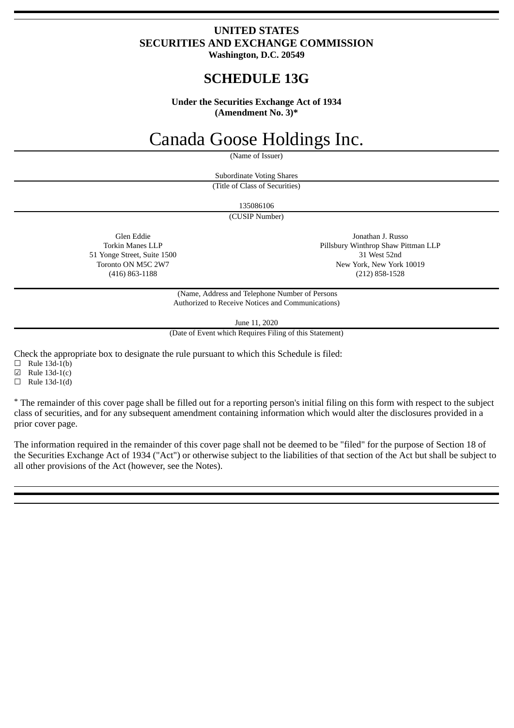**UNITED STATES**
**SECURITIES AND EXCHANGE COMMISSION**
**Washington, D.C. 20549**

# SCHEDULE 13G

**Under the Securities Exchange Act of 1934**
**(Amendment No. 3)***

# Canada Goose Holdings Inc.

(Name of Issuer)

Subordinate Voting Shares

(Title of Class of Securities)

135086106

(CUSIP Number)

Glen Eddie
Torkin Manes LLP
51 Yonge Street, Suite 1500
Toronto ON M5C 2W7
(416) 863-1188

Jonathan J. Russo
Pillsbury Winthrop Shaw Pittman LLP
31 West 52nd
New York, New York 10019
(212) 858-1528

(Name, Address and Telephone Number of Persons Authorized to Receive Notices and Communications)

June 11, 2020

(Date of Event which Requires Filing of this Statement)

Check the appropriate box to designate the rule pursuant to which this Schedule is filed:

☐ Rule 13d-1(b)
☑ Rule 13d-1(c)
☐ Rule 13d-1(d)

* The remainder of this cover page shall be filled out for a reporting person's initial filing on this form with respect to the subject class of securities, and for any subsequent amendment containing information which would alter the disclosures provided in a prior cover page.

The information required in the remainder of this cover page shall not be deemed to be "filed" for the purpose of Section 18 of the Securities Exchange Act of 1934 ("Act") or otherwise subject to the liabilities of that section of the Act but shall be subject to all other provisions of the Act (however, see the Notes).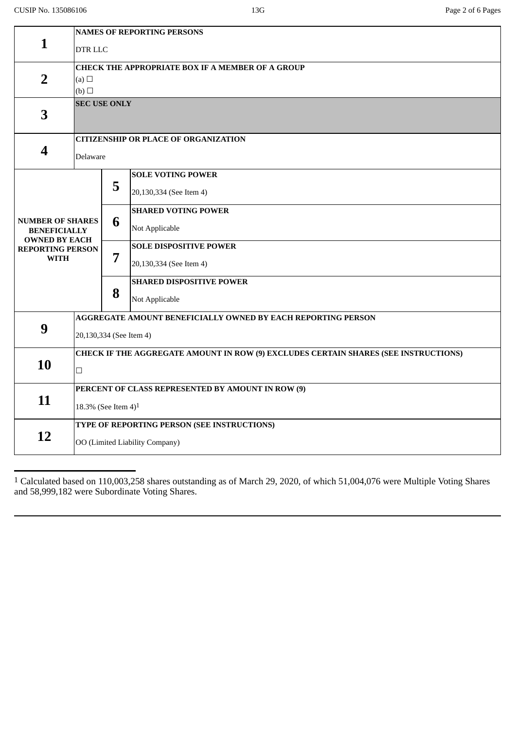| | | | |
|---|---|---|---|
| **1** | **NAMES OF REPORTING PERSONS**<br>DTR LLC | | |
| **2** | **CHECK THE APPROPRIATE BOX IF A MEMBER OF A GROUP**<br>(a) ☐<br>(b) ☐ | | |
| **3** | **SEC USE ONLY** | | |
| **4** | **CITIZENSHIP OR PLACE OF ORGANIZATION**<br>Delaware | | |
| **NUMBER OF SHARES BENEFICIALLY OWNED BY EACH REPORTING PERSON WITH** | | **5** | **SOLE VOTING POWER**<br>20,130,334 (See Item 4) |
| | | **6** | **SHARED VOTING POWER**<br>Not Applicable |
| | | **7** | **SOLE DISPOSITIVE POWER**<br>20,130,334 (See Item 4) |
| | | **8** | **SHARED DISPOSITIVE POWER**<br>Not Applicable |
| **9** | **AGGREGATE AMOUNT BENEFICIALLY OWNED BY EACH REPORTING PERSON**<br>20,130,334 (See Item 4) | | |
| **10** | **CHECK IF THE AGGREGATE AMOUNT IN ROW (9) EXCLUDES CERTAIN SHARES (SEE INSTRUCTIONS)**<br>☐ | | |
| **11** | **PERCENT OF CLASS REPRESENTED BY AMOUNT IN ROW (9)**<br>18.3% (See Item 4)[1] | | |
| **12** | **TYPE OF REPORTING PERSON (SEE INSTRUCTIONS)**<br>OO (Limited Liability Company) | | |

[1] Calculated based on 110,003,258 shares outstanding as of March 29, 2020, of which 51,004,076 were Multiple Voting Shares and 58,999,182 were Subordinate Voting Shares.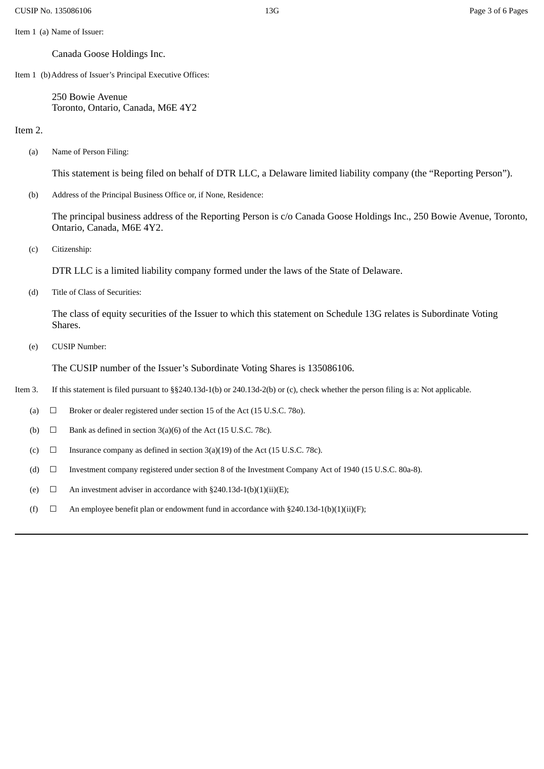Item 1 (a) Name of Issuer:

Canada Goose Holdings Inc.

Item 1 (b) Address of Issuer's Principal Executive Offices:

250 Bowie Avenue
Toronto, Ontario, Canada, M6E 4Y2

Item 2.

(a) Name of Person Filing:

This statement is being filed on behalf of DTR LLC, a Delaware limited liability company (the "Reporting Person").

(b) Address of the Principal Business Office or, if None, Residence:

The principal business address of the Reporting Person is c/o Canada Goose Holdings Inc., 250 Bowie Avenue, Toronto, Ontario, Canada, M6E 4Y2.

(c) Citizenship:

DTR LLC is a limited liability company formed under the laws of the State of Delaware.

(d) Title of Class of Securities:

The class of equity securities of the Issuer to which this statement on Schedule 13G relates is Subordinate Voting Shares.

(e) CUSIP Number:

The CUSIP number of the Issuer's Subordinate Voting Shares is 135086106.

Item 3. If this statement is filed pursuant to §§240.13d-1(b) or 240.13d-2(b) or (c), check whether the person filing is a: Not applicable.

(a) ☐ Broker or dealer registered under section 15 of the Act (15 U.S.C. 78o).

(b) ☐ Bank as defined in section 3(a)(6) of the Act (15 U.S.C. 78c).

(c) ☐ Insurance company as defined in section 3(a)(19) of the Act (15 U.S.C. 78c).

(d) ☐ Investment company registered under section 8 of the Investment Company Act of 1940 (15 U.S.C. 80a-8).

(e) ☐ An investment adviser in accordance with §240.13d-1(b)(1)(ii)(E);

(f) ☐ An employee benefit plan or endowment fund in accordance with §240.13d-1(b)(1)(ii)(F);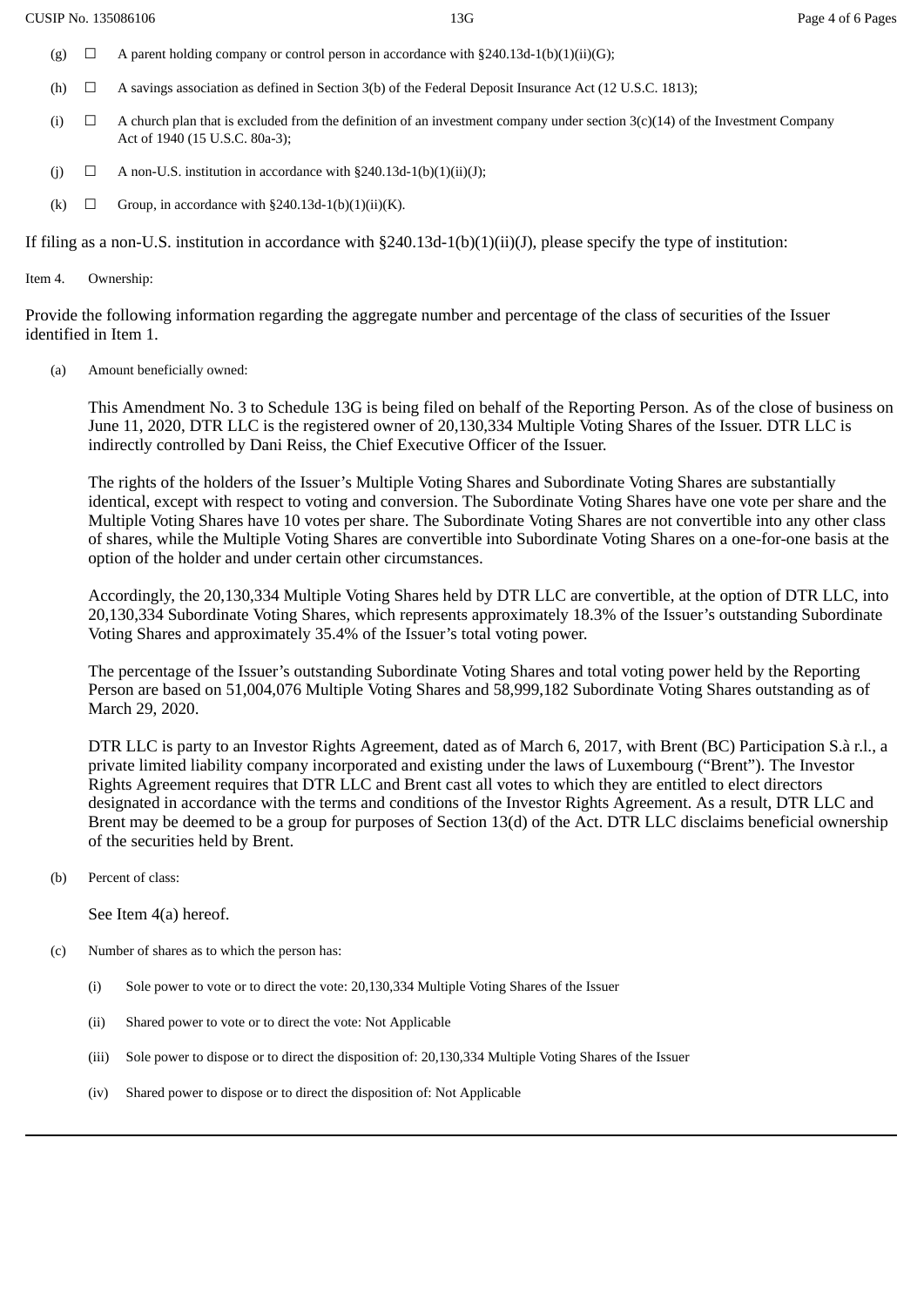(g) ☐ A parent holding company or control person in accordance with §240.13d-1(b)(1)(ii)(G);

(h) ☐ A savings association as defined in Section 3(b) of the Federal Deposit Insurance Act (12 U.S.C. 1813);

(i) ☐ A church plan that is excluded from the definition of an investment company under section 3(c)(14) of the Investment Company Act of 1940 (15 U.S.C. 80a-3);

(j) ☐ A non-U.S. institution in accordance with §240.13d-1(b)(1)(ii)(J);

(k) ☐ Group, in accordance with §240.13d-1(b)(1)(ii)(K).

If filing as a non-U.S. institution in accordance with §240.13d-1(b)(1)(ii)(J), please specify the type of institution:

Item 4. Ownership:

Provide the following information regarding the aggregate number and percentage of the class of securities of the Issuer identified in Item 1.

(a) Amount beneficially owned:

This Amendment No. 3 to Schedule 13G is being filed on behalf of the Reporting Person. As of the close of business on June 11, 2020, DTR LLC is the registered owner of 20,130,334 Multiple Voting Shares of the Issuer. DTR LLC is indirectly controlled by Dani Reiss, the Chief Executive Officer of the Issuer.

The rights of the holders of the Issuer's Multiple Voting Shares and Subordinate Voting Shares are substantially identical, except with respect to voting and conversion. The Subordinate Voting Shares have one vote per share and the Multiple Voting Shares have 10 votes per share. The Subordinate Voting Shares are not convertible into any other class of shares, while the Multiple Voting Shares are convertible into Subordinate Voting Shares on a one-for-one basis at the option of the holder and under certain other circumstances.

Accordingly, the 20,130,334 Multiple Voting Shares held by DTR LLC are convertible, at the option of DTR LLC, into 20,130,334 Subordinate Voting Shares, which represents approximately 18.3% of the Issuer's outstanding Subordinate Voting Shares and approximately 35.4% of the Issuer's total voting power.

The percentage of the Issuer's outstanding Subordinate Voting Shares and total voting power held by the Reporting Person are based on 51,004,076 Multiple Voting Shares and 58,999,182 Subordinate Voting Shares outstanding as of March 29, 2020.

DTR LLC is party to an Investor Rights Agreement, dated as of March 6, 2017, with Brent (BC) Participation S.à r.l., a private limited liability company incorporated and existing under the laws of Luxembourg ("Brent"). The Investor Rights Agreement requires that DTR LLC and Brent cast all votes to which they are entitled to elect directors designated in accordance with the terms and conditions of the Investor Rights Agreement. As a result, DTR LLC and Brent may be deemed to be a group for purposes of Section 13(d) of the Act. DTR LLC disclaims beneficial ownership of the securities held by Brent.

(b) Percent of class:

See Item 4(a) hereof.

(c) Number of shares as to which the person has:

(i) Sole power to vote or to direct the vote: 20,130,334 Multiple Voting Shares of the Issuer

(ii) Shared power to vote or to direct the vote: Not Applicable

(iii) Sole power to dispose or to direct the disposition of: 20,130,334 Multiple Voting Shares of the Issuer

(iv) Shared power to dispose or to direct the disposition of: Not Applicable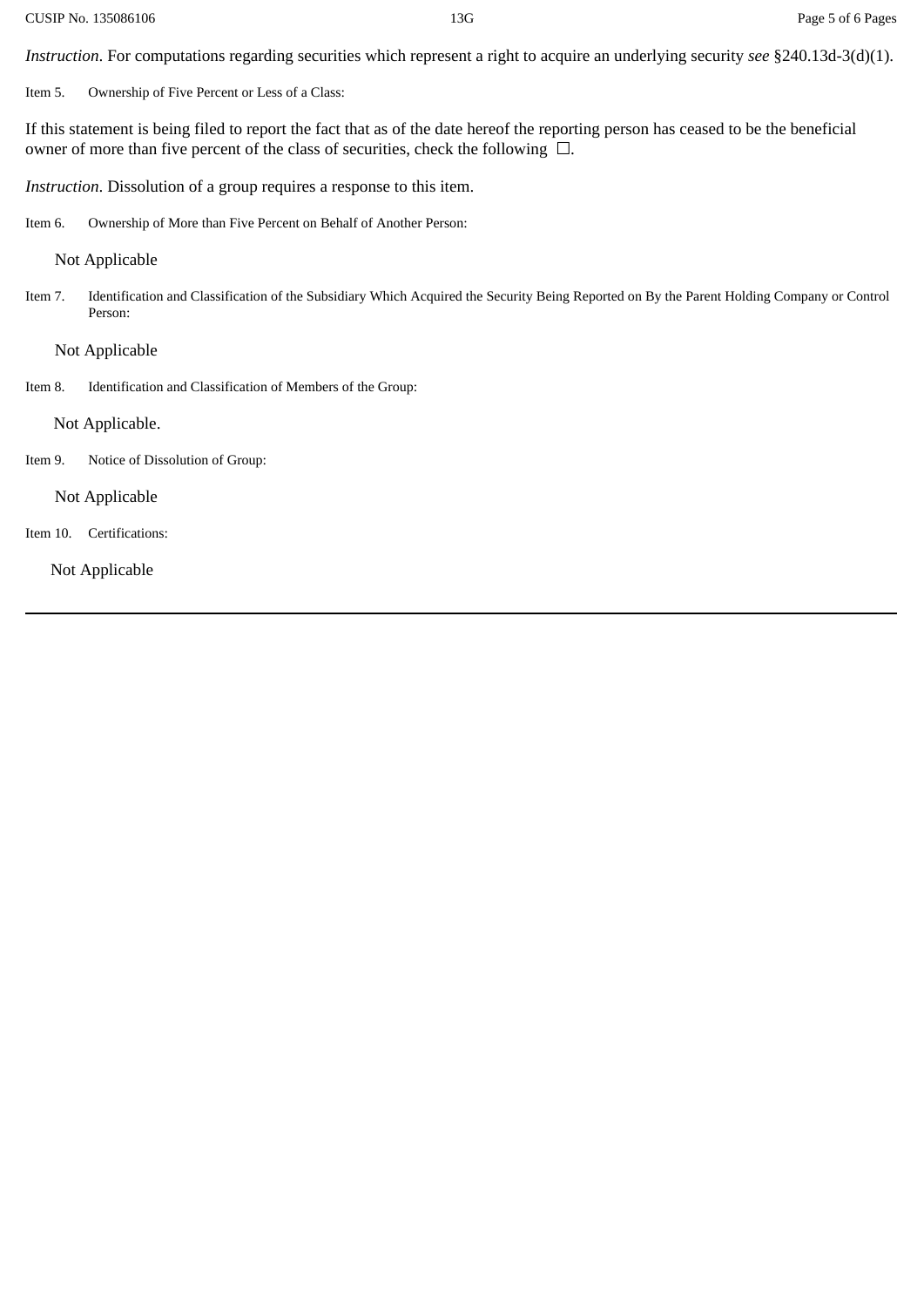*Instruction*. For computations regarding securities which represent a right to acquire an underlying security *see* §240.13d-3(d)(1).

Item 5. Ownership of Five Percent or Less of a Class:

If this statement is being filed to report the fact that as of the date hereof the reporting person has ceased to be the beneficial owner of more than five percent of the class of securities, check the following ☐.

*Instruction*. Dissolution of a group requires a response to this item.

Item 6. Ownership of More than Five Percent on Behalf of Another Person:

Not Applicable

Item 7. Identification and Classification of the Subsidiary Which Acquired the Security Being Reported on By the Parent Holding Company or Control Person:

Not Applicable

Item 8. Identification and Classification of Members of the Group:

Not Applicable.

Item 9. Notice of Dissolution of Group:

Not Applicable

Item 10. Certifications:

Not Applicable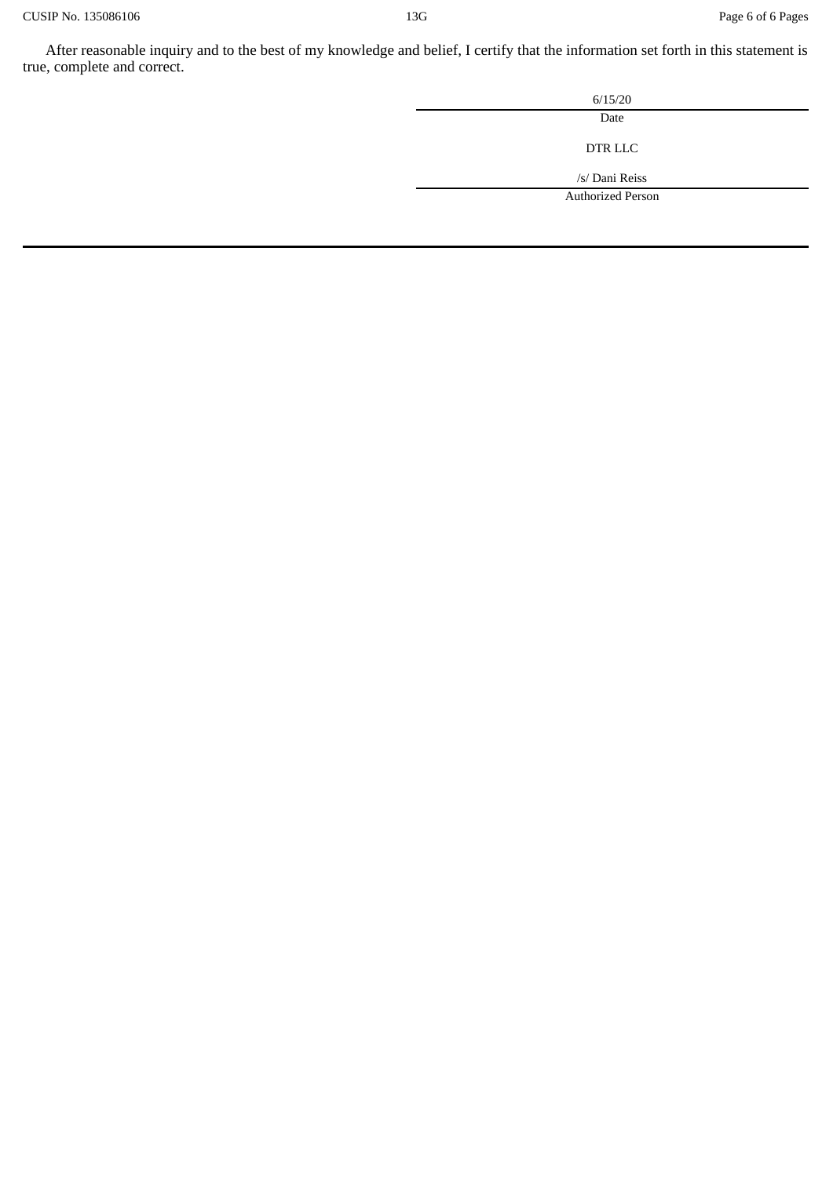After reasonable inquiry and to the best of my knowledge and belief, I certify that the information set forth in this statement is true, complete and correct.

6/15/20

Date

DTR LLC

/s/ Dani Reiss

Authorized Person